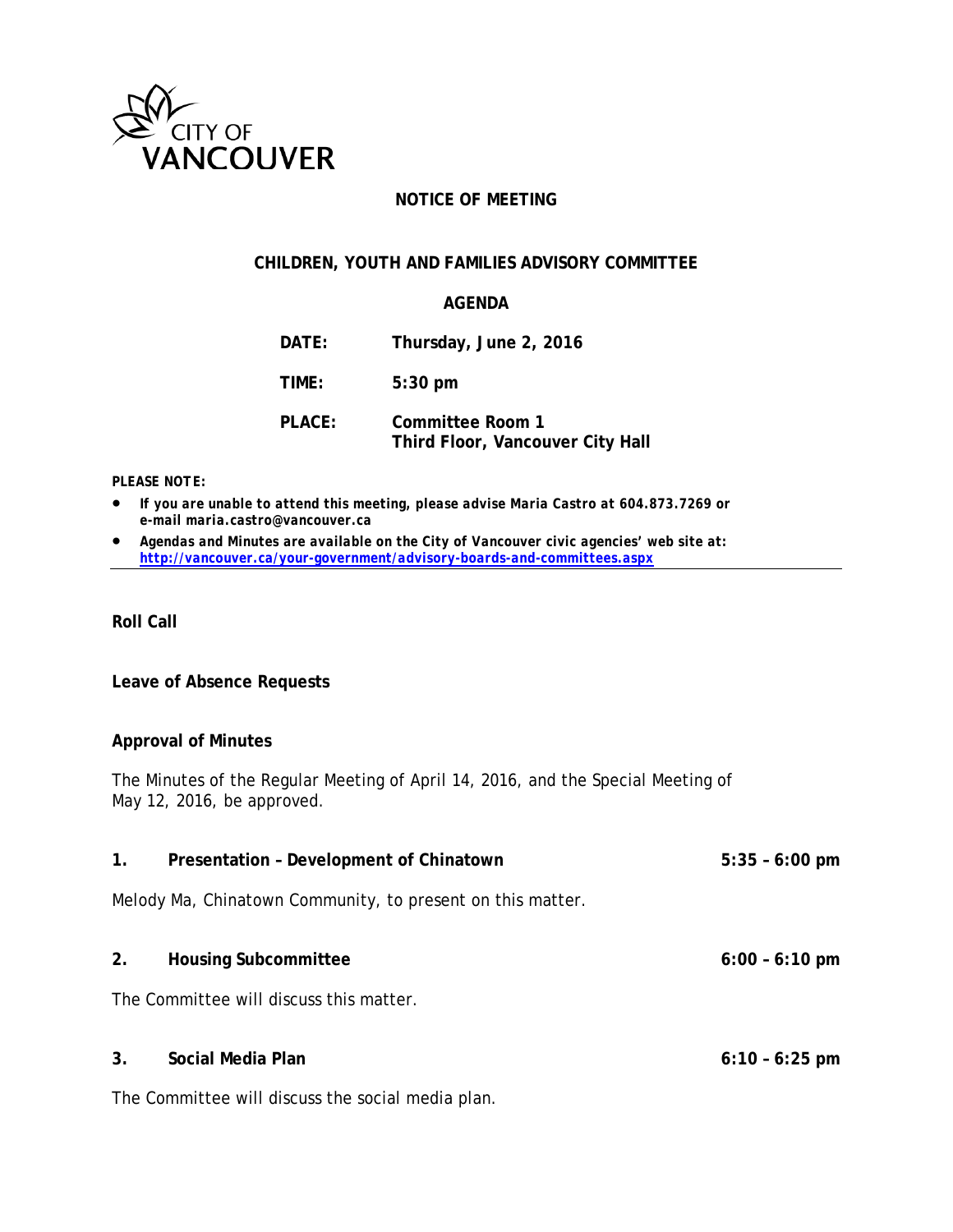CITY OF VANCOUVER

# NOTICE OF MEETING

## CHILDREN, YOUTH AND FAMILIES ADVISORY COMMITTEE

### AGENDA

**DATE:** Thursday, June 2, 2016

**TIME:** 5:30 pm

**PLACE:** Committee Room 1
Third Floor, Vancouver City Hall

***PLEASE NOTE:***

- ***If you are unable to attend this meeting, please advise Maria Castro at 604.873.7269 or e-mail maria.castro@vancouver.ca***
- ***Agendas and Minutes are available on the City of Vancouver civic agencies' web site at: http://vancouver.ca/your-government/advisory-boards-and-committees.aspx***

---

**Roll Call**

**Leave of Absence Requests**

**Approval of Minutes**

The Minutes of the Regular Meeting of April 14, 2016, and the Special Meeting of May 12, 2016, be approved.

**1. Presentation – Development of Chinatown** **5:35 – 6:00 pm**

Melody Ma, Chinatown Community, to present on this matter.

**2. Housing Subcommittee** **6:00 – 6:10 pm**

The Committee will discuss this matter.

**3. Social Media Plan** **6:10 – 6:25 pm**

The Committee will discuss the social media plan.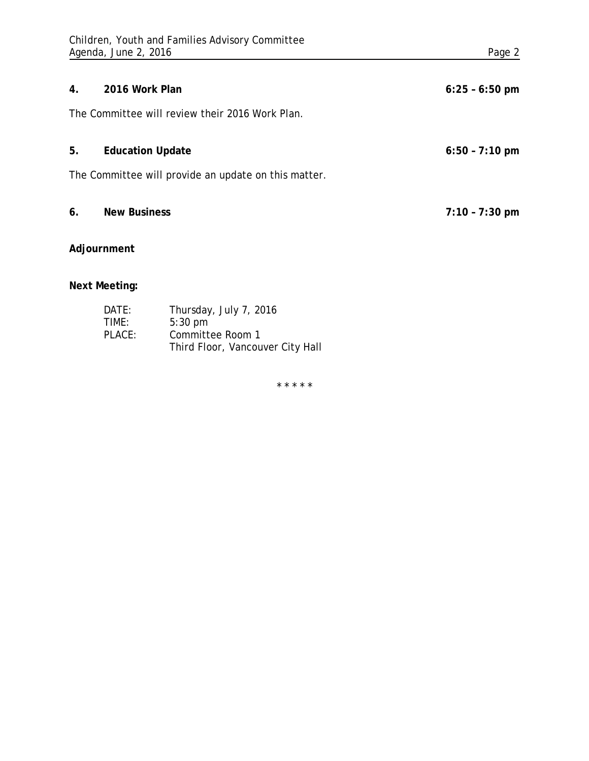**4. 2016 Work Plan** **6:25 – 6:50 pm**

The Committee will review their 2016 Work Plan.

**5. Education Update** **6:50 – 7:10 pm**

The Committee will provide an update on this matter.

**6. New Business** **7:10 – 7:30 pm**

**Adjournment**

**Next Meeting:**

| | |
|---|---|
| DATE: | Thursday, July 7, 2016 |
| TIME: | 5:30 pm |
| PLACE: | Committee Room 1<br>Third Floor, Vancouver City Hall |

\* \* \* \* \*